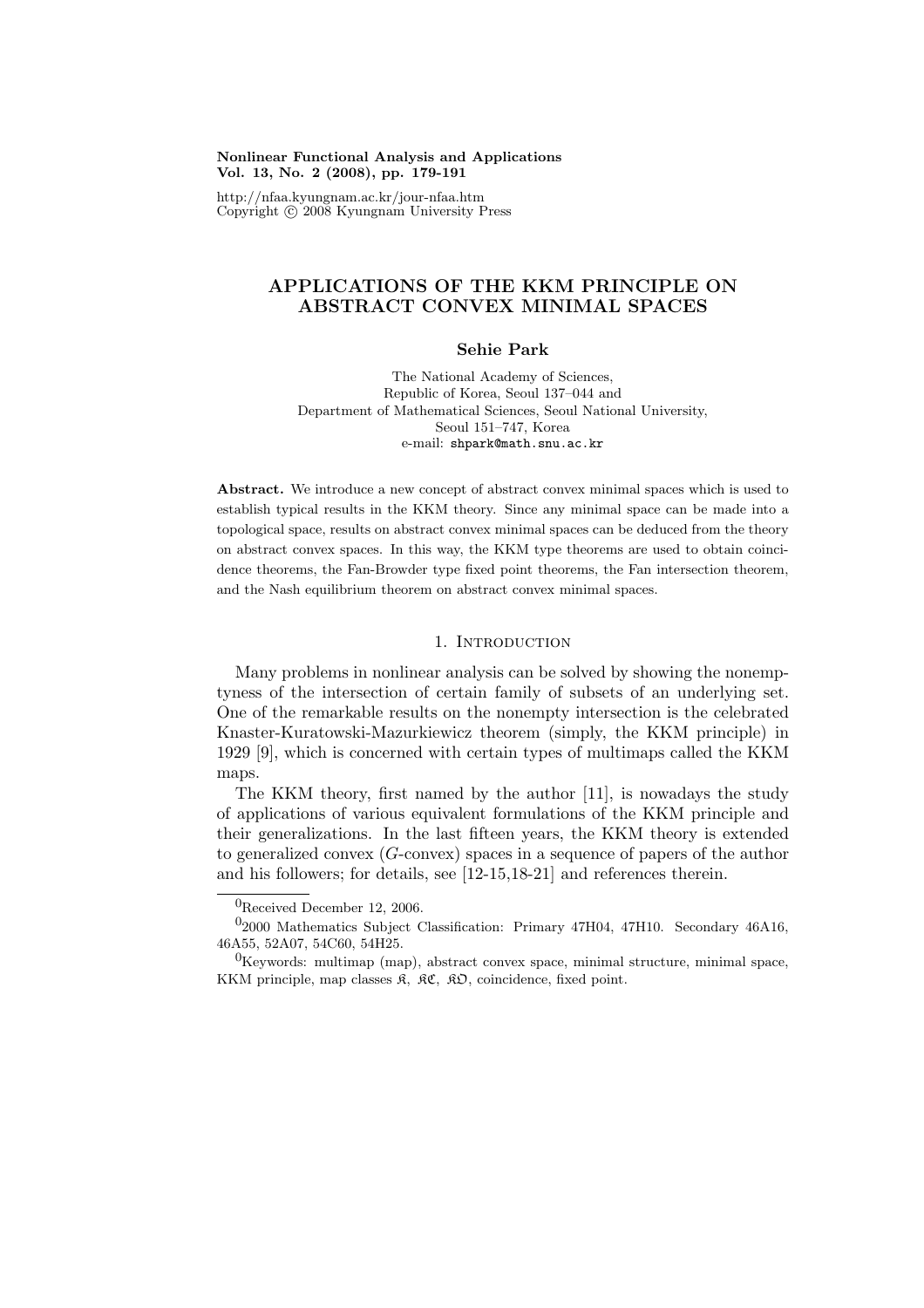**Nonlinear Functional Analysis and Applications**
**Vol. 13, No. 2 (2008), pp. 179-191**

http://nfaa.kyungnam.ac.kr/jour-nfaa.htm
Copyright © 2008 Kyungnam University Press

# APPLICATIONS OF THE KKM PRINCIPLE ON ABSTRACT CONVEX MINIMAL SPACES

**Sehie Park**

The National Academy of Sciences,
Republic of Korea, Seoul 137–044 and
Department of Mathematical Sciences, Seoul National University,
Seoul 151–747, Korea
e-mail: shpark@math.snu.ac.kr

**Abstract.** We introduce a new concept of abstract convex minimal spaces which is used to establish typical results in the KKM theory. Since any minimal space can be made into a topological space, results on abstract convex minimal spaces can be deduced from the theory on abstract convex spaces. In this way, the KKM type theorems are used to obtain coincidence theorems, the Fan-Browder type fixed point theorems, the Fan intersection theorem, and the Nash equilibrium theorem on abstract convex minimal spaces.

## 1. Introduction

Many problems in nonlinear analysis can be solved by showing the nonemptyness of the intersection of certain family of subsets of an underlying set. One of the remarkable results on the nonempty intersection is the celebrated Knaster-Kuratowski-Mazurkiewicz theorem (simply, the KKM principle) in 1929 [9], which is concerned with certain types of multimaps called the KKM maps.

The KKM theory, first named by the author [11], is nowadays the study of applications of various equivalent formulations of the KKM principle and their generalizations. In the last fifteen years, the KKM theory is extended to generalized convex ($G$-convex) spaces in a sequence of papers of the author and his followers; for details, see [12-15,18-21] and references therein.

---

[0]Received December 12, 2006.

[0]2000 Mathematics Subject Classification: Primary 47H04, 47H10. Secondary 46A16, 46A55, 52A07, 54C60, 54H25.

[0]Keywords: multimap (map), abstract convex space, minimal structure, minimal space, KKM principle, map classes $\mathfrak{K}$, $\mathfrak{KC}$, $\mathfrak{KO}$, coincidence, fixed point.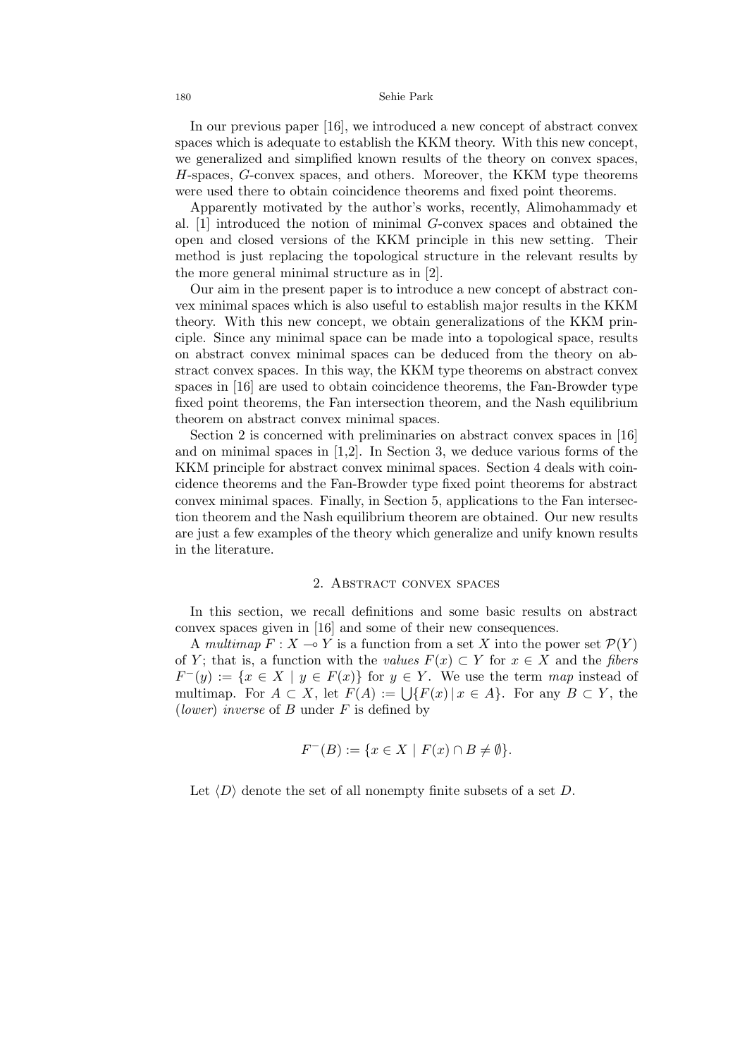In our previous paper [16], we introduced a new concept of abstract convex spaces which is adequate to establish the KKM theory. With this new concept, we generalized and simplified known results of the theory on convex spaces, $H$-spaces, $G$-convex spaces, and others. Moreover, the KKM type theorems were used there to obtain coincidence theorems and fixed point theorems.

Apparently motivated by the author's works, recently, Alimohammady et al. [1] introduced the notion of minimal $G$-convex spaces and obtained the open and closed versions of the KKM principle in this new setting. Their method is just replacing the topological structure in the relevant results by the more general minimal structure as in [2].

Our aim in the present paper is to introduce a new concept of abstract convex minimal spaces which is also useful to establish major results in the KKM theory. With this new concept, we obtain generalizations of the KKM principle. Since any minimal space can be made into a topological space, results on abstract convex minimal spaces can be deduced from the theory on abstract convex spaces. In this way, the KKM type theorems on abstract convex spaces in [16] are used to obtain coincidence theorems, the Fan-Browder type fixed point theorems, the Fan intersection theorem, and the Nash equilibrium theorem on abstract convex minimal spaces.

Section 2 is concerned with preliminaries on abstract convex spaces in [16] and on minimal spaces in [1,2]. In Section 3, we deduce various forms of the KKM principle for abstract convex minimal spaces. Section 4 deals with coincidence theorems and the Fan-Browder type fixed point theorems for abstract convex minimal spaces. Finally, in Section 5, applications to the Fan intersection theorem and the Nash equilibrium theorem are obtained. Our new results are just a few examples of the theory which generalize and unify known results in the literature.

## 2. Abstract convex spaces

In this section, we recall definitions and some basic results on abstract convex spaces given in [16] and some of their new consequences.

A *multimap* $F : X \multimap Y$ is a function from a set $X$ into the power set $\mathcal{P}(Y)$ of $Y$; that is, a function with the *values* $F(x) \subset Y$ for $x \in X$ and the *fibers* $F^{-}(y) := \{x \in X \mid y \in F(x)\}$ for $y \in Y$. We use the term *map* instead of multimap. For $A \subset X$, let $F(A) := \bigcup\{F(x) \,|\, x \in A\}$. For any $B \subset Y$, the (*lower*) *inverse* of $B$ under $F$ is defined by

$$F^{-}(B) := \{x \in X \mid F(x) \cap B \neq \emptyset\}.$$

Let $\langle D \rangle$ denote the set of all nonempty finite subsets of a set $D$.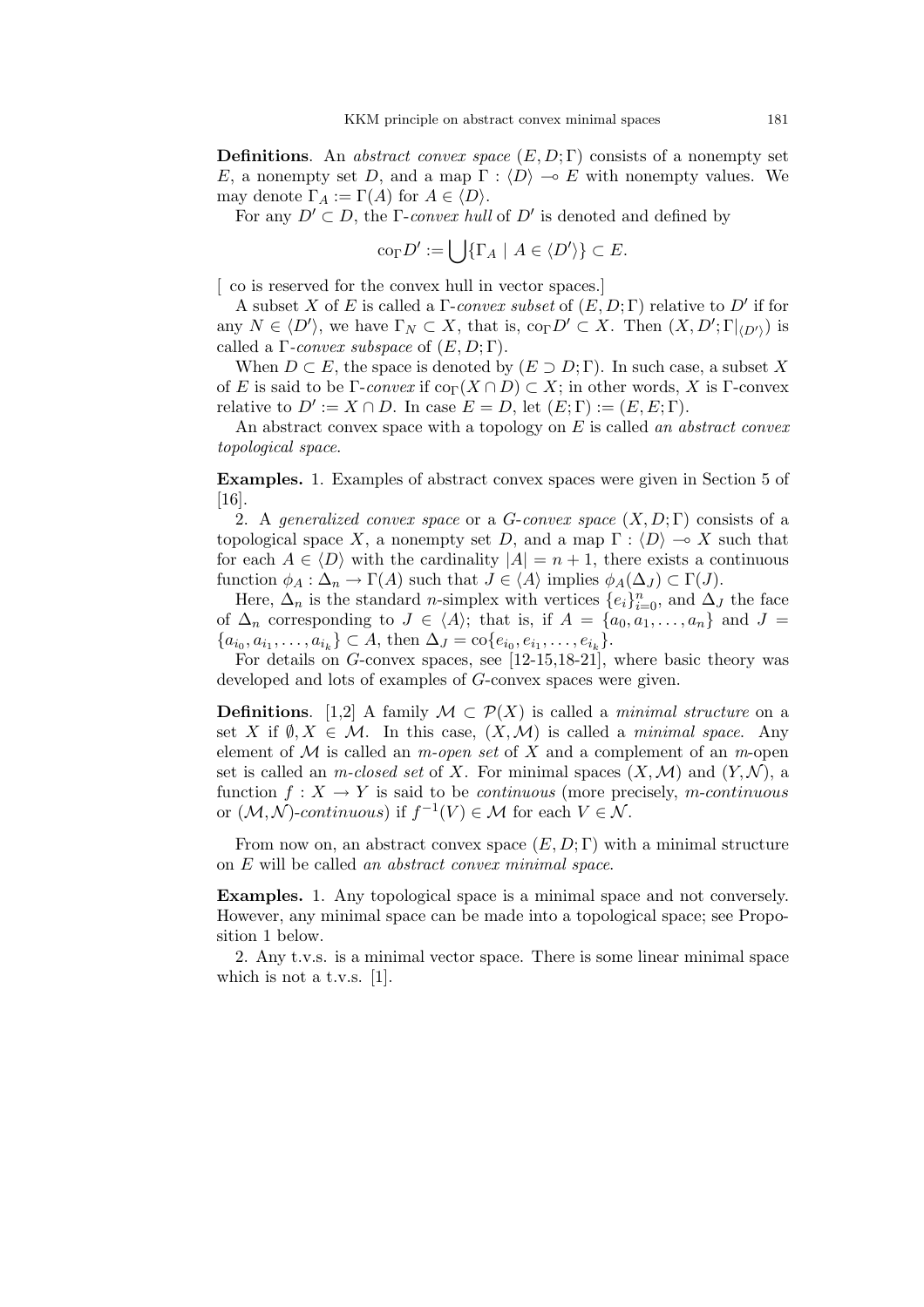**Definitions**. An *abstract convex space* $(E, D; \Gamma)$ consists of a nonempty set $E$, a nonempty set $D$, and a map $\Gamma : \langle D \rangle \multimap E$ with nonempty values. We may denote $\Gamma_A := \Gamma(A)$ for $A \in \langle D \rangle$.

For any $D' \subset D$, the $\Gamma$-*convex hull* of $D'$ is denoted and defined by

$$\mathrm{co}_\Gamma D' := \bigcup \{\Gamma_A \mid A \in \langle D' \rangle\} \subset E.$$

[ co is reserved for the convex hull in vector spaces.]

A subset $X$ of $E$ is called a $\Gamma$-*convex subset* of $(E, D; \Gamma)$ relative to $D'$ if for any $N \in \langle D' \rangle$, we have $\Gamma_N \subset X$, that is, $\mathrm{co}_\Gamma D' \subset X$. Then $(X, D'; \Gamma|_{\langle D' \rangle})$ is called a $\Gamma$-*convex subspace* of $(E, D; \Gamma)$.

When $D \subset E$, the space is denoted by $(E \supset D; \Gamma)$. In such case, a subset $X$ of $E$ is said to be $\Gamma$-*convex* if $\mathrm{co}_\Gamma(X \cap D) \subset X$; in other words, $X$ is $\Gamma$-convex relative to $D' := X \cap D$. In case $E = D$, let $(E; \Gamma) := (E, E; \Gamma)$.

An abstract convex space with a topology on $E$ is called *an abstract convex topological space*.

**Examples.** 1. Examples of abstract convex spaces were given in Section 5 of [16].

2. A *generalized convex space* or a *G-convex space* $(X, D; \Gamma)$ consists of a topological space $X$, a nonempty set $D$, and a map $\Gamma : \langle D \rangle \multimap X$ such that for each $A \in \langle D \rangle$ with the cardinality $|A| = n + 1$, there exists a continuous function $\phi_A : \Delta_n \to \Gamma(A)$ such that $J \in \langle A \rangle$ implies $\phi_A(\Delta_J) \subset \Gamma(J)$.

Here, $\Delta_n$ is the standard $n$-simplex with vertices $\{e_i\}_{i=0}^n$, and $\Delta_J$ the face of $\Delta_n$ corresponding to $J \in \langle A \rangle$; that is, if $A = \{a_0, a_1, \ldots, a_n\}$ and $J = \{a_{i_0}, a_{i_1}, \ldots, a_{i_k}\} \subset A$, then $\Delta_J = \mathrm{co}\{e_{i_0}, e_{i_1}, \ldots, e_{i_k}\}$.

For details on $G$-convex spaces, see [12-15,18-21], where basic theory was developed and lots of examples of $G$-convex spaces were given.

**Definitions**. [1,2] A family $\mathcal{M} \subset \mathcal{P}(X)$ is called a *minimal structure* on a set $X$ if $\emptyset, X \in \mathcal{M}$. In this case, $(X, \mathcal{M})$ is called a *minimal space*. Any element of $\mathcal{M}$ is called an *m-open set* of $X$ and a complement of an $m$-open set is called an *m-closed set* of $X$. For minimal spaces $(X, \mathcal{M})$ and $(Y, \mathcal{N})$, a function $f : X \to Y$ is said to be *continuous* (more precisely, *m-continuous* or $(\mathcal{M}, \mathcal{N})$-*continuous*) if $f^{-1}(V) \in \mathcal{M}$ for each $V \in \mathcal{N}$.

From now on, an abstract convex space $(E, D; \Gamma)$ with a minimal structure on $E$ will be called *an abstract convex minimal space*.

**Examples.** 1. Any topological space is a minimal space and not conversely. However, any minimal space can be made into a topological space; see Proposition 1 below.

2. Any t.v.s. is a minimal vector space. There is some linear minimal space which is not a t.v.s. [1].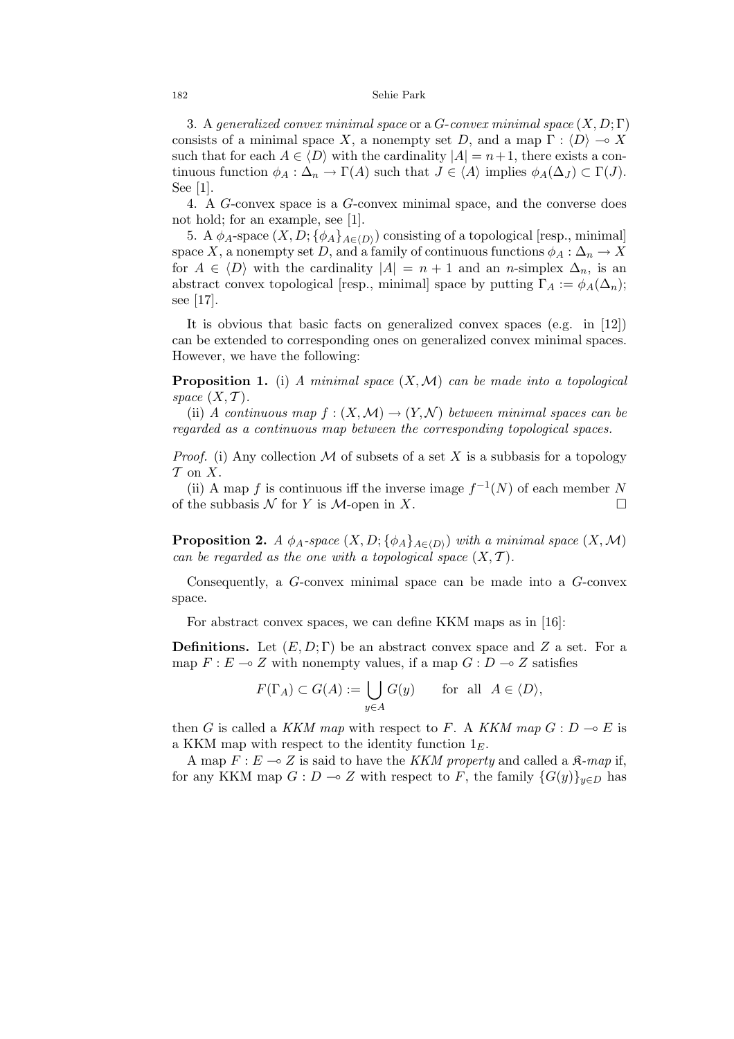3. A *generalized convex minimal space* or a *G-convex minimal space* $(X, D; \Gamma)$ consists of a minimal space $X$, a nonempty set $D$, and a map $\Gamma : \langle D \rangle \multimap X$ such that for each $A \in \langle D \rangle$ with the cardinality $|A| = n+1$, there exists a continuous function $\phi_A : \Delta_n \to \Gamma(A)$ such that $J \in \langle A \rangle$ implies $\phi_A(\Delta_J) \subset \Gamma(J)$. See [1].

4. A $G$-convex space is a $G$-convex minimal space, and the converse does not hold; for an example, see [1].

5. A $\phi_A$-space $(X, D; \{\phi_A\}_{A \in \langle D \rangle})$ consisting of a topological [resp., minimal] space $X$, a nonempty set $D$, and a family of continuous functions $\phi_A : \Delta_n \to X$ for $A \in \langle D \rangle$ with the cardinality $|A| = n + 1$ and an $n$-simplex $\Delta_n$, is an abstract convex topological [resp., minimal] space by putting $\Gamma_A := \phi_A(\Delta_n)$; see [17].

It is obvious that basic facts on generalized convex spaces (e.g. in [12]) can be extended to corresponding ones on generalized convex minimal spaces. However, we have the following:

**Proposition 1.** (i) *A minimal space $(X, \mathcal{M})$ can be made into a topological space $(X, \mathcal{T})$.*

(ii) *A continuous map $f : (X, \mathcal{M}) \to (Y, \mathcal{N})$ between minimal spaces can be regarded as a continuous map between the corresponding topological spaces.*

*Proof.* (i) Any collection $\mathcal{M}$ of subsets of a set $X$ is a subbasis for a topology $\mathcal{T}$ on $X$.

(ii) A map $f$ is continuous iff the inverse image $f^{-1}(N)$ of each member $N$ of the subbasis $\mathcal{N}$ for $Y$ is $\mathcal{M}$-open in $X$. □

**Proposition 2.** *A $\phi_A$-space $(X, D; \{\phi_A\}_{A \in \langle D \rangle})$ with a minimal space $(X, \mathcal{M})$ can be regarded as the one with a topological space $(X, \mathcal{T})$.*

Consequently, a $G$-convex minimal space can be made into a $G$-convex space.

For abstract convex spaces, we can define KKM maps as in [16]:

**Definitions.** Let $(E, D; \Gamma)$ be an abstract convex space and $Z$ a set. For a map $F : E \multimap Z$ with nonempty values, if a map $G : D \multimap Z$ satisfies

$$F(\Gamma_A) \subset G(A) := \bigcup_{y \in A} G(y) \qquad \text{for all} \quad A \in \langle D \rangle,$$

then $G$ is called a *KKM map* with respect to $F$. A *KKM map* $G : D \multimap E$ is a KKM map with respect to the identity function $1_E$.

A map $F : E \multimap Z$ is said to have the *KKM property* and called a $\mathfrak{K}$*-map* if, for any KKM map $G : D \multimap Z$ with respect to $F$, the family $\{G(y)\}_{y \in D}$ has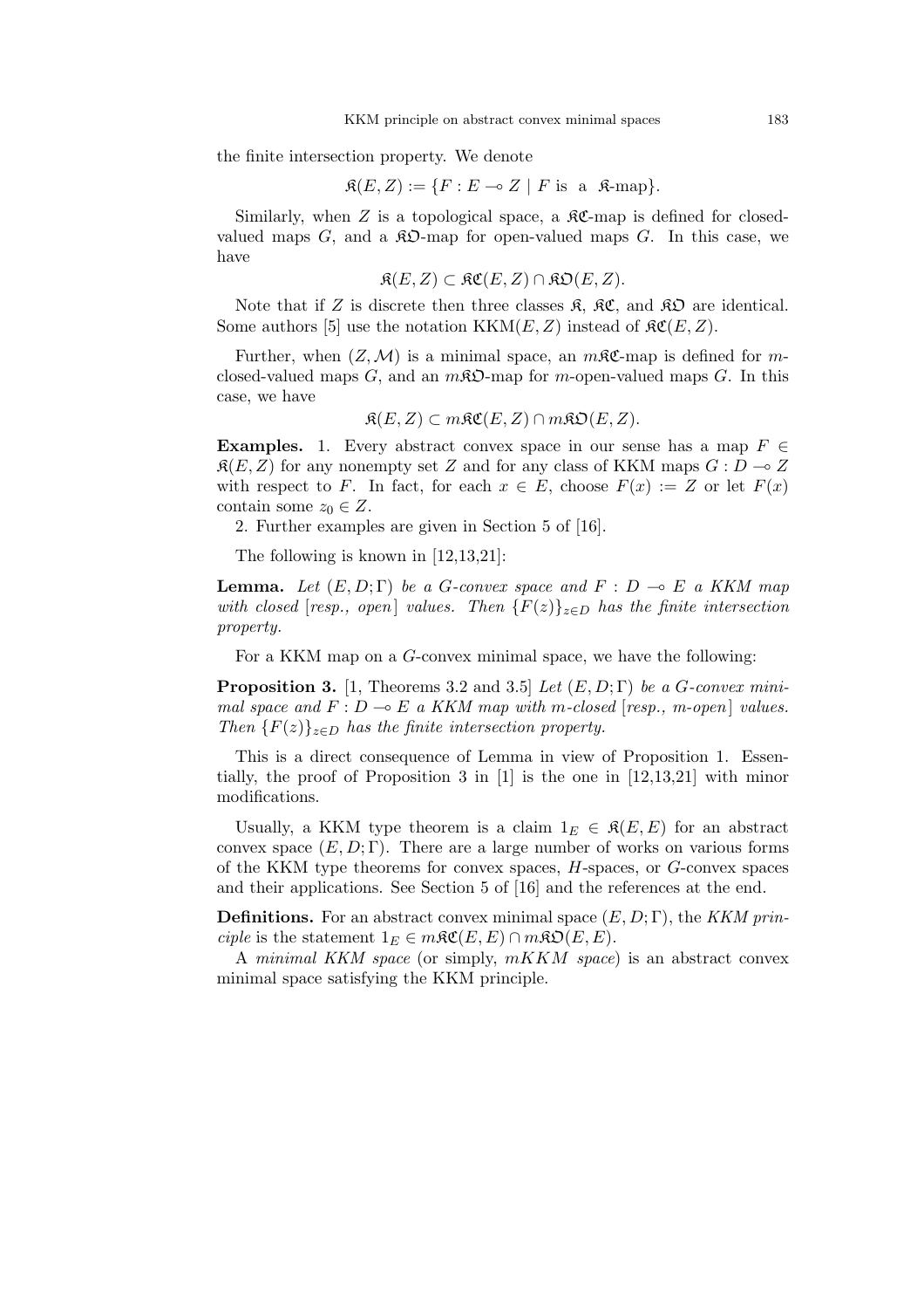the finite intersection property. We denote

$$\mathfrak{K}(E, Z) := \{F : E \multimap Z \mid F \text{ is a } \mathfrak{K}\text{-map}\}.$$

Similarly, when $Z$ is a topological space, a $\mathfrak{KC}$-map is defined for closed-valued maps $G$, and a $\mathfrak{KO}$-map for open-valued maps $G$. In this case, we have

$$\mathfrak{K}(E, Z) \subset \mathfrak{KC}(E, Z) \cap \mathfrak{KO}(E, Z).$$

Note that if $Z$ is discrete then three classes $\mathfrak{K}$, $\mathfrak{KC}$, and $\mathfrak{KO}$ are identical. Some authors [5] use the notation $\mathrm{KKM}(E, Z)$ instead of $\mathfrak{KC}(E, Z)$.

Further, when $(Z, \mathcal{M})$ is a minimal space, an $m\mathfrak{KC}$-map is defined for $m$-closed-valued maps $G$, and an $m\mathfrak{KO}$-map for $m$-open-valued maps $G$. In this case, we have

$$\mathfrak{K}(E, Z) \subset m\mathfrak{KC}(E, Z) \cap m\mathfrak{KO}(E, Z).$$

**Examples.** 1. Every abstract convex space in our sense has a map $F \in \mathfrak{K}(E, Z)$ for any nonempty set $Z$ and for any class of KKM maps $G : D \multimap Z$ with respect to $F$. In fact, for each $x \in E$, choose $F(x) := Z$ or let $F(x)$ contain some $z_0 \in Z$.

2. Further examples are given in Section 5 of [16].

The following is known in [12,13,21]:

**Lemma.** *Let $(E, D; \Gamma)$ be a $G$-convex space and $F : D \multimap E$ a KKM map with closed [resp., open] values. Then $\{F(z)\}_{z \in D}$ has the finite intersection property.*

For a KKM map on a $G$-convex minimal space, we have the following:

**Proposition 3.** [1, Theorems 3.2 and 3.5] *Let $(E, D; \Gamma)$ be a $G$-convex minimal space and $F : D \multimap E$ a KKM map with $m$-closed [resp., $m$-open] values. Then $\{F(z)\}_{z \in D}$ has the finite intersection property.*

This is a direct consequence of Lemma in view of Proposition 1. Essentially, the proof of Proposition 3 in [1] is the one in [12,13,21] with minor modifications.

Usually, a KKM type theorem is a claim $1_E \in \mathfrak{K}(E, E)$ for an abstract convex space $(E, D; \Gamma)$. There are a large number of works on various forms of the KKM type theorems for convex spaces, $H$-spaces, or $G$-convex spaces and their applications. See Section 5 of [16] and the references at the end.

**Definitions.** For an abstract convex minimal space $(E, D; \Gamma)$, the *KKM principle* is the statement $1_E \in m\mathfrak{KC}(E, E) \cap m\mathfrak{KO}(E, E)$.

A *minimal KKM space* (or simply, *mKKM space*) is an abstract convex minimal space satisfying the KKM principle.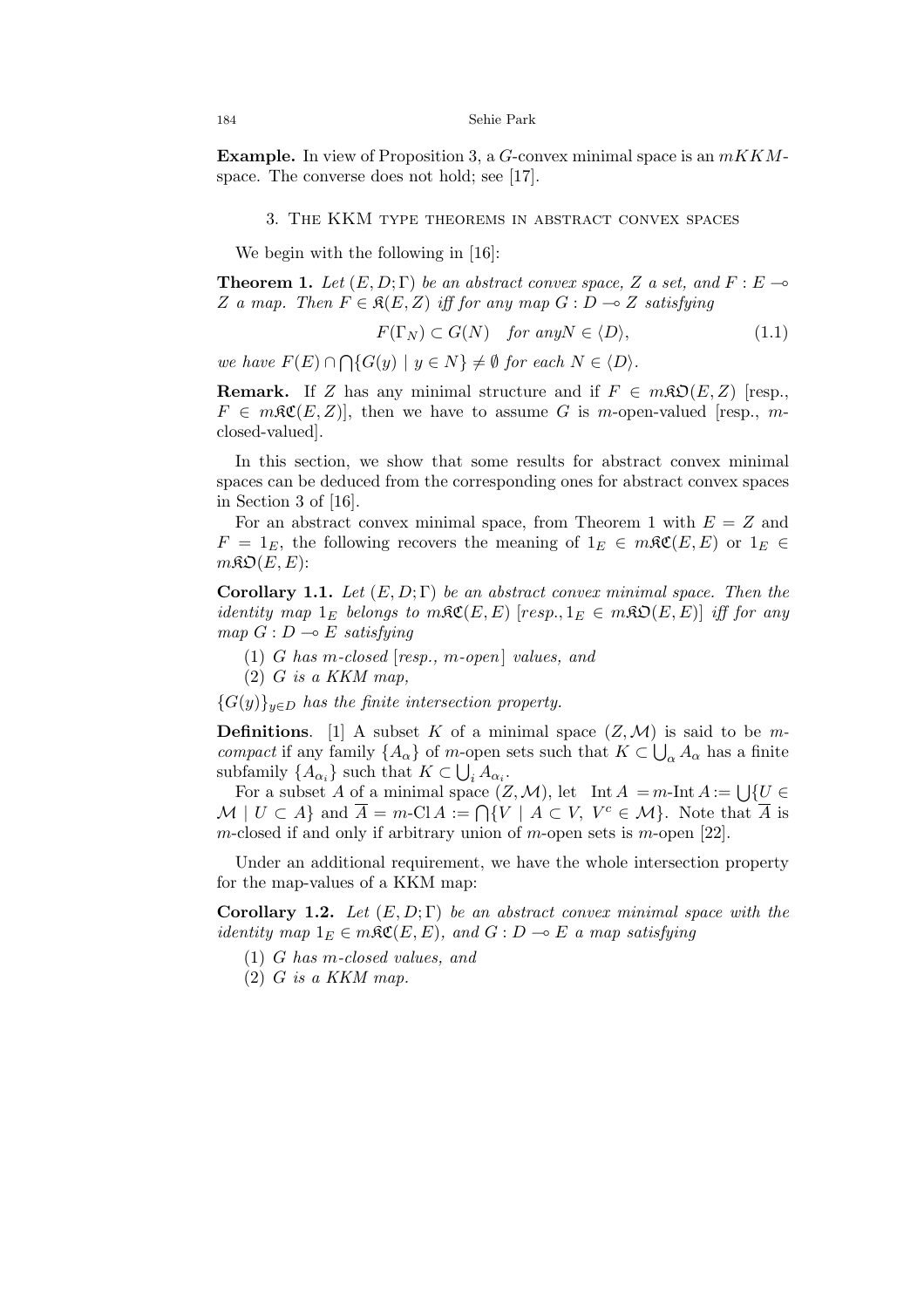**Example.** In view of Proposition 3, a $G$-convex minimal space is an $mKKM$-space. The converse does not hold; see [17].

## 3. The KKM type theorems in abstract convex spaces

We begin with the following in [16]:

**Theorem 1.** *Let $(E, D; \Gamma)$ be an abstract convex space, $Z$ a set, and $F : E \multimap Z$ a map. Then $F \in \mathfrak{K}(E, Z)$ iff for any map $G : D \multimap Z$ satisfying*

$$F(\Gamma_N) \subset G(N) \quad \text{for any} N \in \langle D \rangle, \tag{1.1}$$

*we have $F(E) \cap \bigcap\{G(y) \mid y \in N\} \neq \emptyset$ for each $N \in \langle D \rangle$.*

**Remark.** If $Z$ has any minimal structure and if $F \in m\mathfrak{KO}(E, Z)$ [resp., $F \in m\mathfrak{KC}(E, Z)$], then we have to assume $G$ is $m$-open-valued [resp., $m$-closed-valued].

In this section, we show that some results for abstract convex minimal spaces can be deduced from the corresponding ones for abstract convex spaces in Section 3 of [16].

For an abstract convex minimal space, from Theorem 1 with $E = Z$ and $F = 1_E$, the following recovers the meaning of $1_E \in m\mathfrak{KC}(E, E)$ or $1_E \in m\mathfrak{KO}(E, E)$:

**Corollary 1.1.** *Let $(E, D; \Gamma)$ be an abstract convex minimal space. Then the identity map $1_E$ belongs to $m\mathfrak{KC}(E, E)$ [resp., $1_E \in m\mathfrak{KO}(E, E)$] iff for any map $G : D \multimap E$ satisfying*

(1) *$G$ has $m$-closed [resp., $m$-open] values, and*

(2) *$G$ is a KKM map,*

*$\{G(y)\}_{y \in D}$ has the finite intersection property.*

**Definitions.** [1] A subset $K$ of a minimal space $(Z, \mathcal{M})$ is said to be *$m$-compact* if any family $\{A_\alpha\}$ of $m$-open sets such that $K \subset \bigcup_\alpha A_\alpha$ has a finite subfamily $\{A_{\alpha_i}\}$ such that $K \subset \bigcup_i A_{\alpha_i}$.

For a subset $A$ of a minimal space $(Z, \mathcal{M})$, let $\operatorname{Int} A = m\text{-}\operatorname{Int} A := \bigcup\{U \in \mathcal{M} \mid U \subset A\}$ and $\overline{A} = m\text{-}\operatorname{Cl} A := \bigcap\{V \mid A \subset V,\ V^c \in \mathcal{M}\}$. Note that $\overline{A}$ is $m$-closed if and only if arbitrary union of $m$-open sets is $m$-open [22].

Under an additional requirement, we have the whole intersection property for the map-values of a KKM map:

**Corollary 1.2.** *Let $(E, D; \Gamma)$ be an abstract convex minimal space with the identity map $1_E \in m\mathfrak{KC}(E, E)$, and $G : D \multimap E$ a map satisfying*

(1) *$G$ has $m$-closed values, and*

(2) *$G$ is a KKM map.*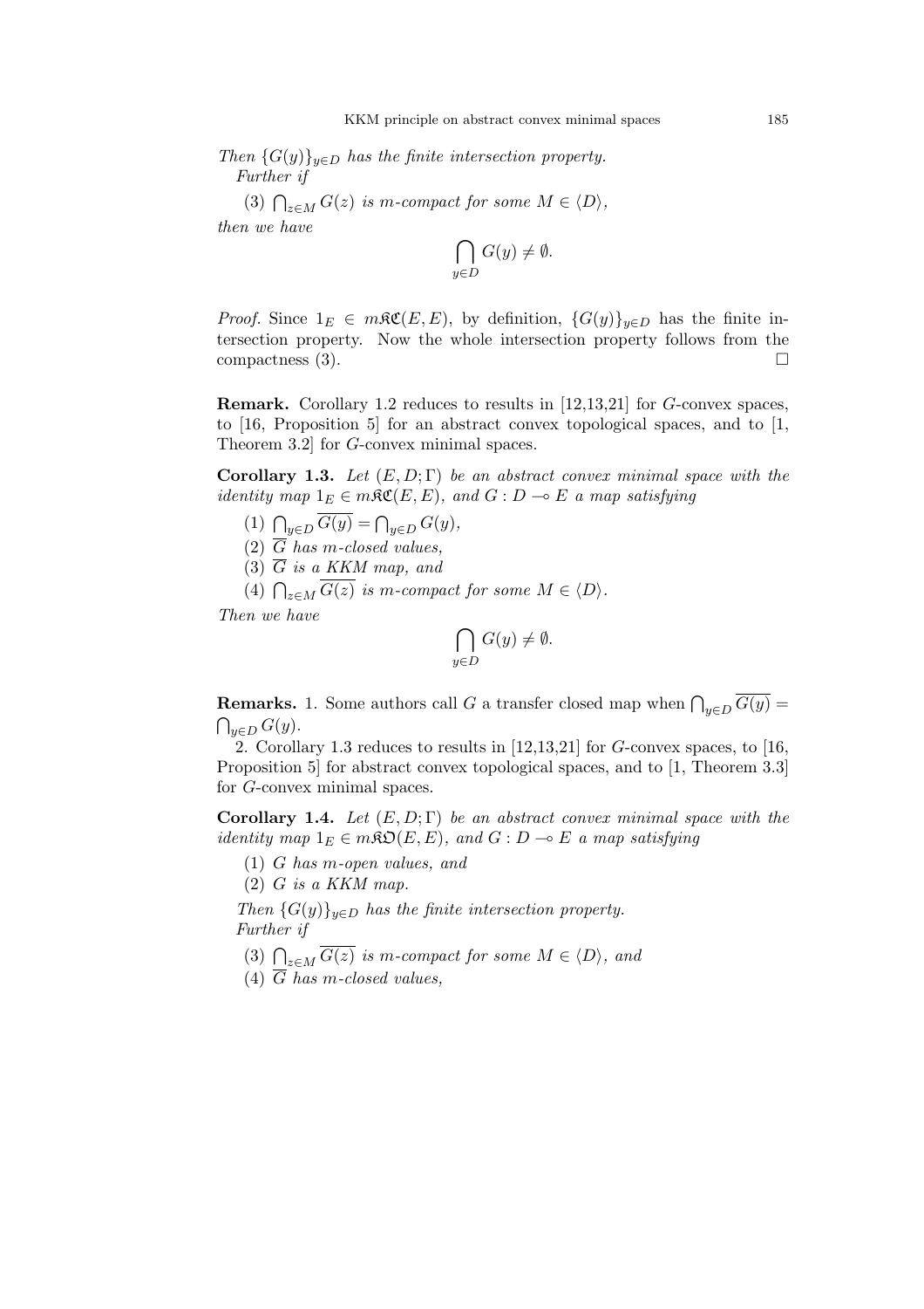*Then $\{G(y)\}_{y\in D}$ has the finite intersection property.*
*Further if*

(3) $\bigcap_{z\in M} G(z)$ *is m-compact for some $M \in \langle D\rangle$,*

*then we have*

$$\bigcap_{y\in D} G(y) \neq \emptyset.$$

*Proof.* Since $1_E \in m\mathfrak{KC}(E,E)$, by definition, $\{G(y)\}_{y\in D}$ has the finite intersection property. Now the whole intersection property follows from the compactness (3). $\square$

**Remark.** Corollary 1.2 reduces to results in [12,13,21] for $G$-convex spaces, to [16, Proposition 5] for an abstract convex topological spaces, and to [1, Theorem 3.2] for $G$-convex minimal spaces.

**Corollary 1.3.** *Let $(E, D; \Gamma)$ be an abstract convex minimal space with the identity map $1_E \in m\mathfrak{KC}(E,E)$, and $G : D \multimap E$ a map satisfying*

(1) $\bigcap_{y\in D} \overline{G(y)} = \bigcap_{y\in D} G(y)$,
(2) $\overline{G}$ *has m-closed values,*
(3) $\overline{G}$ *is a KKM map, and*
(4) $\bigcap_{z\in M} \overline{G(z)}$ *is m-compact for some $M \in \langle D\rangle$.*

*Then we have*

$$\bigcap_{y\in D} G(y) \neq \emptyset.$$

**Remarks.** 1. Some authors call $G$ a transfer closed map when $\bigcap_{y\in D} \overline{G(y)} = \bigcap_{y\in D} G(y)$.

2. Corollary 1.3 reduces to results in [12,13,21] for $G$-convex spaces, to [16, Proposition 5] for abstract convex topological spaces, and to [1, Theorem 3.3] for $G$-convex minimal spaces.

**Corollary 1.4.** *Let $(E, D; \Gamma)$ be an abstract convex minimal space with the identity map $1_E \in m\mathfrak{KO}(E,E)$, and $G : D \multimap E$ a map satisfying*

(1) $G$ *has m-open values, and*
(2) $G$ *is a KKM map.*

*Then $\{G(y)\}_{y\in D}$ has the finite intersection property.*
*Further if*

(3) $\bigcap_{z\in M} \overline{G(z)}$ *is m-compact for some $M \in \langle D\rangle$, and*
(4) $\overline{G}$ *has m-closed values,*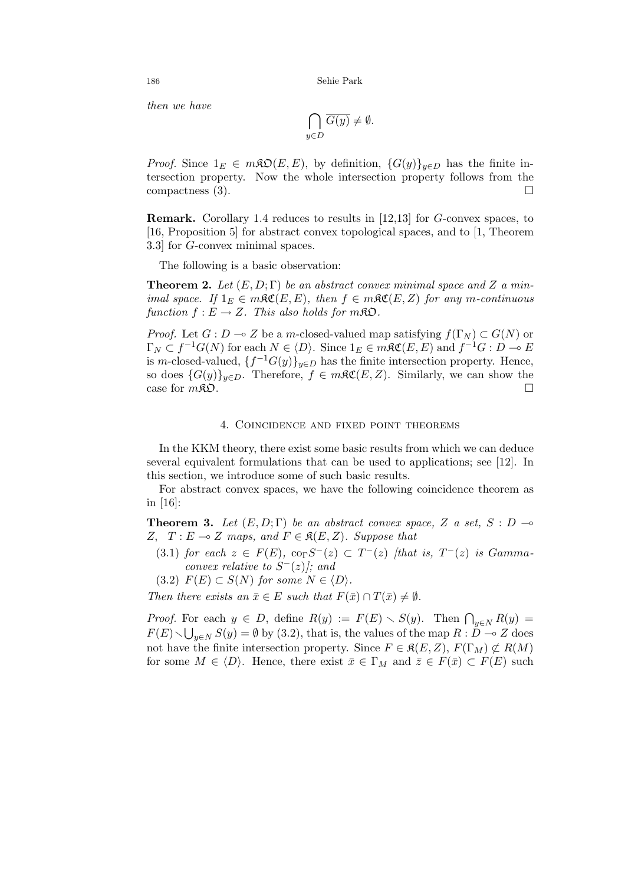*then we have*

$$\bigcap_{y \in D} \overline{G(y)} \neq \emptyset.$$

*Proof.* Since $1_E \in m\mathfrak{KO}(E,E)$, by definition, $\{G(y)\}_{y\in D}$ has the finite intersection property. Now the whole intersection property follows from the compactness (3). $\square$

**Remark.** Corollary 1.4 reduces to results in [12,13] for $G$-convex spaces, to [16, Proposition 5] for abstract convex topological spaces, and to [1, Theorem 3.3] for $G$-convex minimal spaces.

The following is a basic observation:

**Theorem 2.** *Let $(E, D; \Gamma)$ be an abstract convex minimal space and $Z$ a minimal space. If $1_E \in m\mathfrak{KC}(E,E)$, then $f \in m\mathfrak{KC}(E,Z)$ for any $m$-continuous function $f : E \to Z$. This also holds for $m\mathfrak{KO}$.*

*Proof.* Let $G : D \multimap Z$ be a $m$-closed-valued map satisfying $f(\Gamma_N) \subset G(N)$ or $\Gamma_N \subset f^{-1}G(N)$ for each $N \in \langle D \rangle$. Since $1_E \in m\mathfrak{KC}(E,E)$ and $f^{-1}G : D \multimap E$ is $m$-closed-valued, $\{f^{-1}G(y)\}_{y\in D}$ has the finite intersection property. Hence, so does $\{G(y)\}_{y\in D}$. Therefore, $f \in m\mathfrak{KC}(E,Z)$. Similarly, we can show the case for $m\mathfrak{KO}$. $\square$

## 4. Coincidence and fixed point theorems

In the KKM theory, there exist some basic results from which we can deduce several equivalent formulations that can be used to applications; see [12]. In this section, we introduce some of such basic results.

For abstract convex spaces, we have the following coincidence theorem as in [16]:

**Theorem 3.** *Let $(E, D; \Gamma)$ be an abstract convex space, $Z$ a set, $S : D \multimap Z$, $T : E \multimap Z$ maps, and $F \in \mathfrak{K}(E,Z)$. Suppose that*

(3.1) *for each $z \in F(E)$, $\mathrm{co}_\Gamma S^-(z) \subset T^-(z)$ [that is, $T^-(z)$ is Gamma-convex relative to $S^-(z)$]; and*

(3.2) *$F(E) \subset S(N)$ for some $N \in \langle D \rangle$.*

*Then there exists an $\bar{x} \in E$ such that $F(\bar{x}) \cap T(\bar{x}) \neq \emptyset$.*

*Proof.* For each $y \in D$, define $R(y) := F(E) \setminus S(y)$. Then $\bigcap_{y\in N} R(y) = F(E) \setminus \bigcup_{y\in N} S(y) = \emptyset$ by (3.2), that is, the values of the map $R : D \multimap Z$ does not have the finite intersection property. Since $F \in \mathfrak{K}(E,Z)$, $F(\Gamma_M) \not\subset R(M)$ for some $M \in \langle D \rangle$. Hence, there exist $\bar{x} \in \Gamma_M$ and $\bar{z} \in F(\bar{x}) \subset F(E)$ such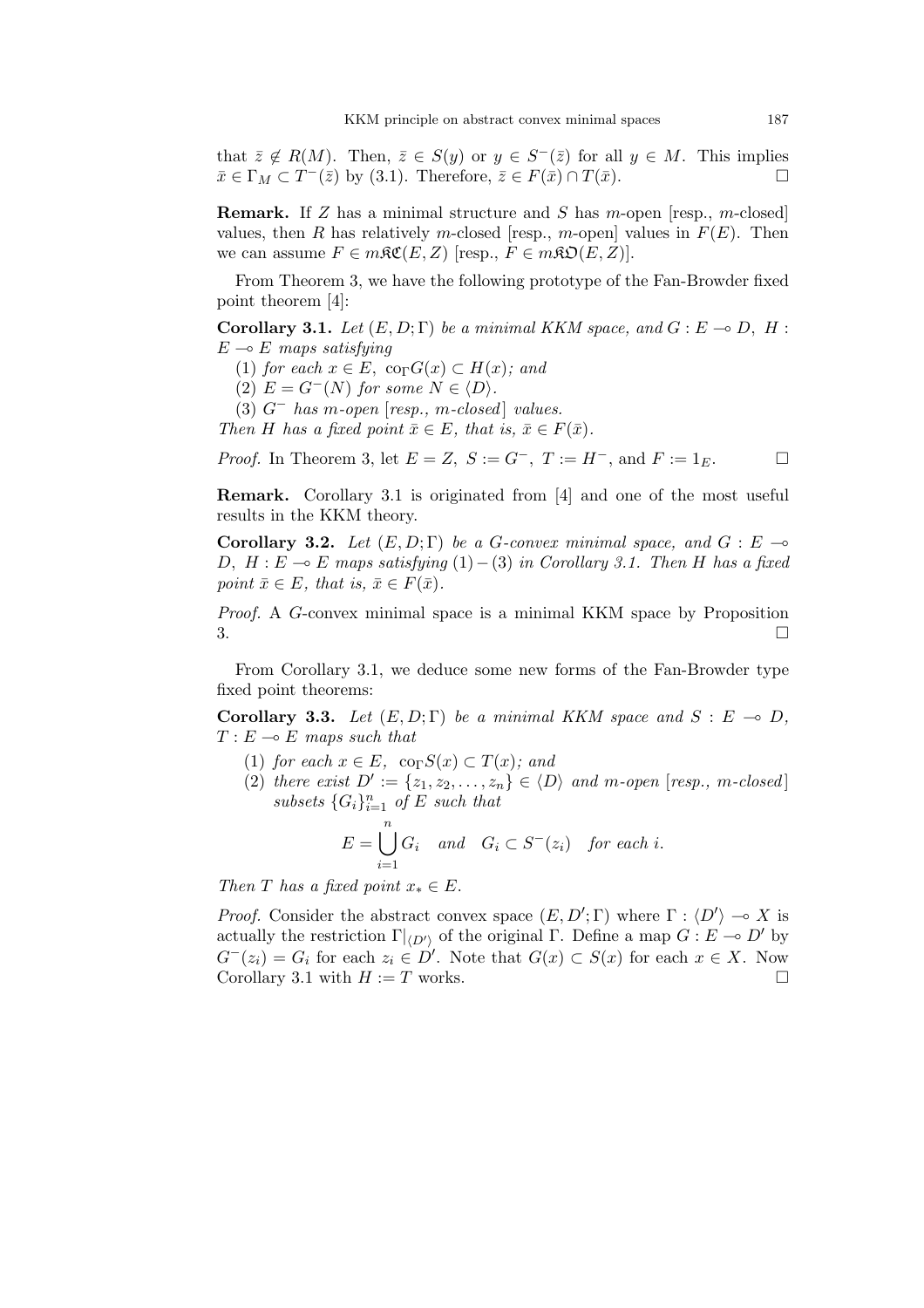that $\bar{z} \notin R(M)$. Then, $\bar{z} \in S(y)$ or $y \in S^{-}(\bar{z})$ for all $y \in M$. This implies $\bar{x} \in \Gamma_M \subset T^{-}(\bar{z})$ by (3.1). Therefore, $\bar{z} \in F(\bar{x}) \cap T(\bar{x})$. $\square$

**Remark.** If $Z$ has a minimal structure and $S$ has $m$-open [resp., $m$-closed] values, then $R$ has relatively $m$-closed [resp., $m$-open] values in $F(E)$. Then we can assume $F \in m\mathfrak{KC}(E, Z)$ [resp., $F \in m\mathfrak{KO}(E, Z)$].

From Theorem 3, we have the following prototype of the Fan-Browder fixed point theorem [4]:

**Corollary 3.1.** *Let $(E, D; \Gamma)$ be a minimal KKM space, and $G : E \multimap D$, $H : E \multimap E$ maps satisfying*

(1) *for each $x \in E$, $\mathrm{co}_\Gamma G(x) \subset H(x)$; and*
(2) *$E = G^{-}(N)$ for some $N \in \langle D \rangle$.*
(3) *$G^{-}$ has $m$-open [resp., $m$-closed] values.*

*Then $H$ has a fixed point $\bar{x} \in E$, that is, $\bar{x} \in F(\bar{x})$.*

*Proof.* In Theorem 3, let $E = Z$, $S := G^{-}$, $T := H^{-}$, and $F := 1_E$. $\square$

**Remark.** Corollary 3.1 is originated from [4] and one of the most useful results in the KKM theory.

**Corollary 3.2.** *Let $(E, D; \Gamma)$ be a $G$-convex minimal space, and $G : E \multimap D$, $H : E \multimap E$ maps satisfying $(1)-(3)$ in Corollary 3.1. Then $H$ has a fixed point $\bar{x} \in E$, that is, $\bar{x} \in F(\bar{x})$.*

*Proof.* A $G$-convex minimal space is a minimal KKM space by Proposition 3. $\square$

From Corollary 3.1, we deduce some new forms of the Fan-Browder type fixed point theorems:

**Corollary 3.3.** *Let $(E, D; \Gamma)$ be a minimal KKM space and $S : E \multimap D$, $T : E \multimap E$ maps such that*

(1) *for each $x \in E$, $\mathrm{co}_\Gamma S(x) \subset T(x)$; and*
(2) *there exist $D' := \{z_1, z_2, \ldots, z_n\} \in \langle D \rangle$ and $m$-open [resp., $m$-closed] subsets $\{G_i\}_{i=1}^n$ of $E$ such that*

$$E = \bigcup_{i=1}^{n} G_i \quad \text{and} \quad G_i \subset S^{-}(z_i) \quad \text{for each } i.$$

*Then $T$ has a fixed point $x_* \in E$.*

*Proof.* Consider the abstract convex space $(E, D'; \Gamma)$ where $\Gamma : \langle D' \rangle \multimap X$ is actually the restriction $\Gamma|_{\langle D' \rangle}$ of the original $\Gamma$. Define a map $G : E \multimap D'$ by $G^{-}(z_i) = G_i$ for each $z_i \in D'$. Note that $G(x) \subset S(x)$ for each $x \in X$. Now Corollary 3.1 with $H := T$ works. $\square$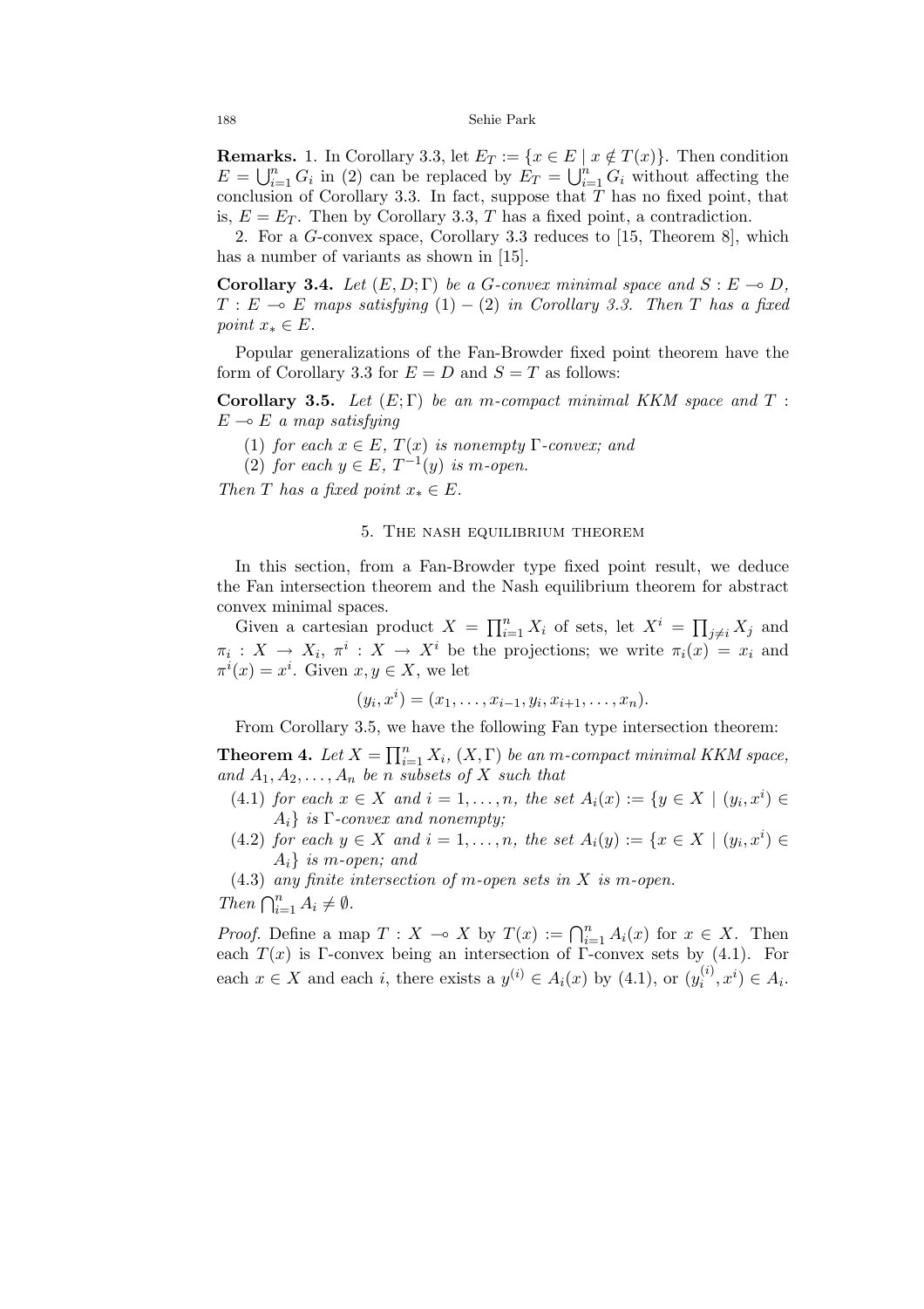**Remarks.** 1. In Corollary 3.3, let $E_T := \{x \in E \mid x \notin T(x)\}$. Then condition $E = \bigcup_{i=1}^n G_i$ in (2) can be replaced by $E_T = \bigcup_{i=1}^n G_i$ without affecting the conclusion of Corollary 3.3. In fact, suppose that $T$ has no fixed point, that is, $E = E_T$. Then by Corollary 3.3, $T$ has a fixed point, a contradiction.

2. For a $G$-convex space, Corollary 3.3 reduces to [15, Theorem 8], which has a number of variants as shown in [15].

**Corollary 3.4.** *Let $(E, D; \Gamma)$ be a $G$-convex minimal space and $S : E \multimap D$, $T : E \multimap E$ maps satisfying (1) – (2) in Corollary 3.3. Then $T$ has a fixed point $x_* \in E$.*

Popular generalizations of the Fan-Browder fixed point theorem have the form of Corollary 3.3 for $E = D$ and $S = T$ as follows:

**Corollary 3.5.** *Let $(E; \Gamma)$ be an $m$-compact minimal KKM space and $T : E \multimap E$ a map satisfying*

(1) *for each $x \in E$, $T(x)$ is nonempty $\Gamma$-convex; and*

(2) *for each $y \in E$, $T^{-1}(y)$ is $m$-open.*

*Then $T$ has a fixed point $x_* \in E$.*

## 5. The Nash equilibrium theorem

In this section, from a Fan-Browder type fixed point result, we deduce the Fan intersection theorem and the Nash equilibrium theorem for abstract convex minimal spaces.

Given a cartesian product $X = \prod_{i=1}^n X_i$ of sets, let $X^i = \prod_{j \neq i} X_j$ and $\pi_i : X \to X_i$, $\pi^i : X \to X^i$ be the projections; we write $\pi_i(x) = x_i$ and $\pi^i(x) = x^i$. Given $x, y \in X$, we let

$$(y_i, x^i) = (x_1, \ldots, x_{i-1}, y_i, x_{i+1}, \ldots, x_n).$$

From Corollary 3.5, we have the following Fan type intersection theorem:

**Theorem 4.** *Let $X = \prod_{i=1}^n X_i$, $(X, \Gamma)$ be an $m$-compact minimal KKM space, and $A_1, A_2, \ldots, A_n$ be $n$ subsets of $X$ such that*

(4.1) *for each $x \in X$ and $i = 1, \ldots, n$, the set $A_i(x) := \{y \in X \mid (y_i, x^i) \in A_i\}$ is $\Gamma$-convex and nonempty;*

(4.2) *for each $y \in X$ and $i = 1, \ldots, n$, the set $A_i(y) := \{x \in X \mid (y_i, x^i) \in A_i\}$ is $m$-open; and*

(4.3) *any finite intersection of $m$-open sets in $X$ is $m$-open.*

*Then $\bigcap_{i=1}^n A_i \neq \emptyset$.*

*Proof.* Define a map $T : X \multimap X$ by $T(x) := \bigcap_{i=1}^n A_i(x)$ for $x \in X$. Then each $T(x)$ is $\Gamma$-convex being an intersection of $\Gamma$-convex sets by (4.1). For each $x \in X$ and each $i$, there exists a $y^{(i)} \in A_i(x)$ by (4.1), or $(y_i^{(i)}, x^i) \in A_i$.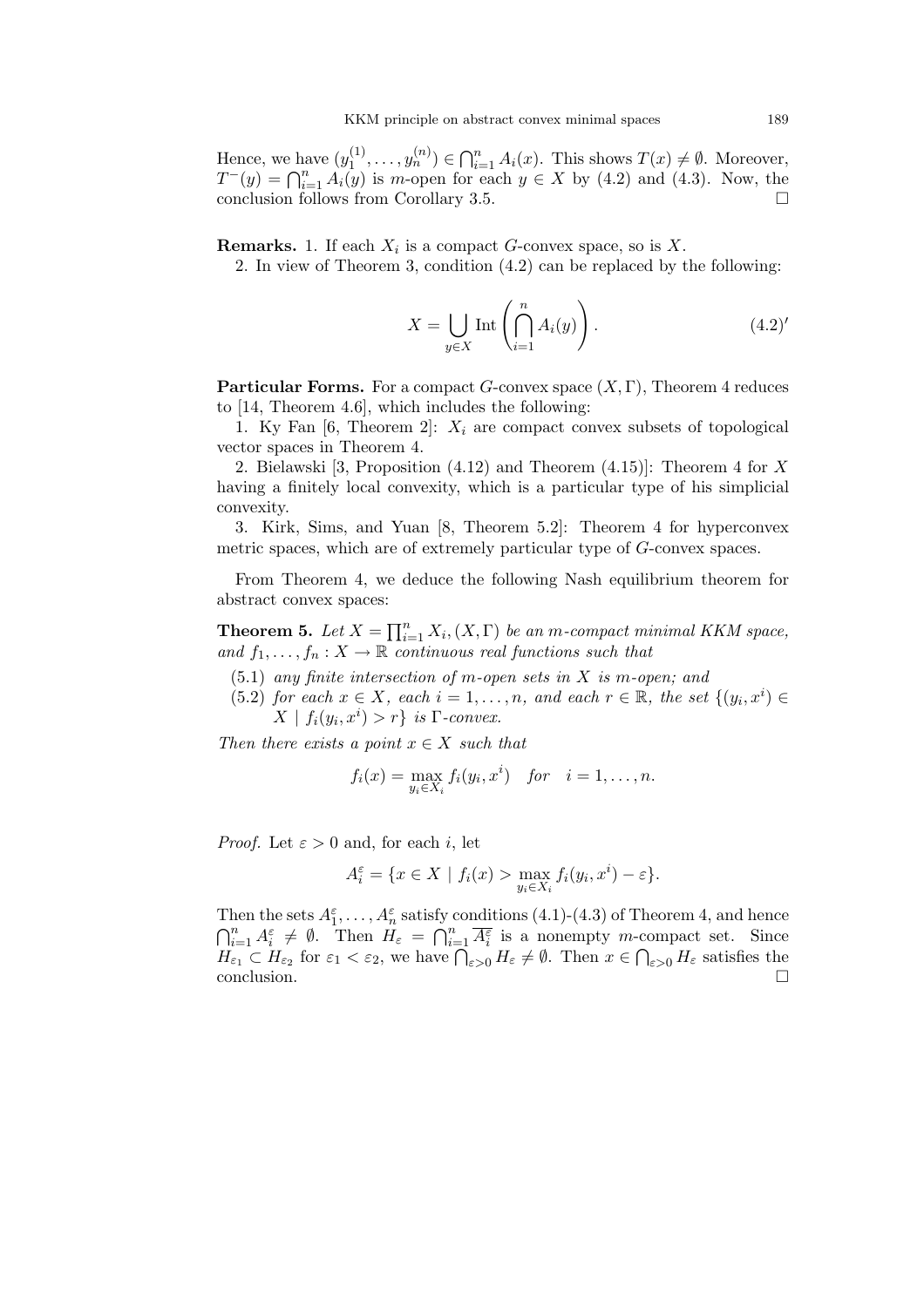Hence, we have $(y_1^{(1)}, \ldots, y_n^{(n)}) \in \bigcap_{i=1}^n A_i(x)$. This shows $T(x) \neq \emptyset$. Moreover, $T^-(y) = \bigcap_{i=1}^n A_i(y)$ is $m$-open for each $y \in X$ by (4.2) and (4.3). Now, the conclusion follows from Corollary 3.5. $\square$

**Remarks.** 1. If each $X_i$ is a compact $G$-convex space, so is $X$.

2. In view of Theorem 3, condition (4.2) can be replaced by the following:

$$X = \bigcup_{y \in X} \operatorname{Int}\left(\bigcap_{i=1}^n A_i(y)\right). \tag{4.2$'$}$$

**Particular Forms.** For a compact $G$-convex space $(X, \Gamma)$, Theorem 4 reduces to [14, Theorem 4.6], which includes the following:

1. Ky Fan [6, Theorem 2]: $X_i$ are compact convex subsets of topological vector spaces in Theorem 4.

2. Bielawski [3, Proposition (4.12) and Theorem (4.15)]: Theorem 4 for $X$ having a finitely local convexity, which is a particular type of his simplicial convexity.

3. Kirk, Sims, and Yuan [8, Theorem 5.2]: Theorem 4 for hyperconvex metric spaces, which are of extremely particular type of $G$-convex spaces.

From Theorem 4, we deduce the following Nash equilibrium theorem for abstract convex spaces:

**Theorem 5.** *Let $X = \prod_{i=1}^n X_i, (X, \Gamma)$ be an $m$-compact minimal KKM space, and $f_1, \ldots, f_n : X \to \mathbb{R}$ continuous real functions such that*

(5.1) *any finite intersection of $m$-open sets in $X$ is $m$-open; and*

(5.2) *for each $x \in X$, each $i = 1, \ldots, n$, and each $r \in \mathbb{R}$, the set $\{(y_i, x^i) \in X \mid f_i(y_i, x^i) > r\}$ is $\Gamma$-convex.*

*Then there exists a point $x \in X$ such that*

$$f_i(x) = \max_{y_i \in X_i} f_i(y_i, x^i) \quad \text{for} \quad i = 1, \ldots, n.$$

*Proof.* Let $\varepsilon > 0$ and, for each $i$, let

$$A_i^\varepsilon = \{x \in X \mid f_i(x) > \max_{y_i \in X_i} f_i(y_i, x^i) - \varepsilon\}.$$

Then the sets $A_1^\varepsilon, \ldots, A_n^\varepsilon$ satisfy conditions (4.1)-(4.3) of Theorem 4, and hence $\bigcap_{i=1}^n A_i^\varepsilon \neq \emptyset$. Then $H_\varepsilon = \bigcap_{i=1}^n \overline{A_i^\varepsilon}$ is a nonempty $m$-compact set. Since $H_{\varepsilon_1} \subset H_{\varepsilon_2}$ for $\varepsilon_1 < \varepsilon_2$, we have $\bigcap_{\varepsilon > 0} H_\varepsilon \neq \emptyset$. Then $x \in \bigcap_{\varepsilon > 0} H_\varepsilon$ satisfies the conclusion. $\square$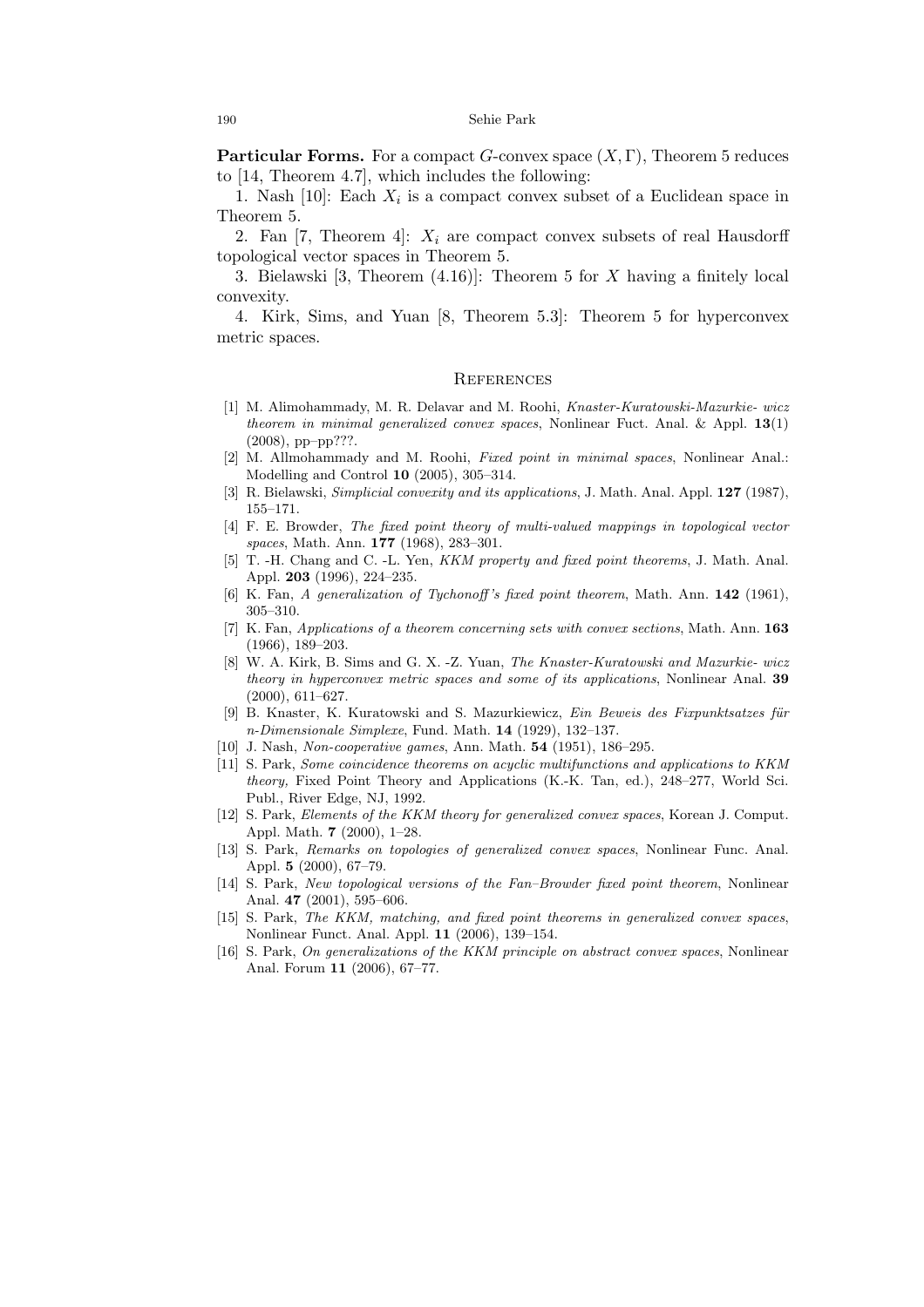**Particular Forms.** For a compact $G$-convex space $(X, \Gamma)$, Theorem 5 reduces to [14, Theorem 4.7], which includes the following:

1. Nash [10]: Each $X_i$ is a compact convex subset of a Euclidean space in Theorem 5.

2. Fan [7, Theorem 4]: $X_i$ are compact convex subsets of real Hausdorff topological vector spaces in Theorem 5.

3. Bielawski [3, Theorem (4.16)]: Theorem 5 for $X$ having a finitely local convexity.

4. Kirk, Sims, and Yuan [8, Theorem 5.3]: Theorem 5 for hyperconvex metric spaces.

## References

[1] M. Alimohammady, M. R. Delavar and M. Roohi, *Knaster-Kuratowski-Mazurkie- wicz theorem in minimal generalized convex spaces*, Nonlinear Fuct. Anal. & Appl. **13**(1) (2008), pp–pp???.

[2] M. Allmohammady and M. Roohi, *Fixed point in minimal spaces*, Nonlinear Anal.: Modelling and Control **10** (2005), 305–314.

[3] R. Bielawski, *Simplicial convexity and its applications*, J. Math. Anal. Appl. **127** (1987), 155–171.

[4] F. E. Browder, *The fixed point theory of multi-valued mappings in topological vector spaces*, Math. Ann. **177** (1968), 283–301.

[5] T. -H. Chang and C. -L. Yen, *KKM property and fixed point theorems*, J. Math. Anal. Appl. **203** (1996), 224–235.

[6] K. Fan, *A generalization of Tychonoff's fixed point theorem*, Math. Ann. **142** (1961), 305–310.

[7] K. Fan, *Applications of a theorem concerning sets with convex sections*, Math. Ann. **163** (1966), 189–203.

[8] W. A. Kirk, B. Sims and G. X. -Z. Yuan, *The Knaster-Kuratowski and Mazurkie- wicz theory in hyperconvex metric spaces and some of its applications*, Nonlinear Anal. **39** (2000), 611–627.

[9] B. Knaster, K. Kuratowski and S. Mazurkiewicz, *Ein Beweis des Fixpunktsatzes für n-Dimensionale Simplexe*, Fund. Math. **14** (1929), 132–137.

[10] J. Nash, *Non-cooperative games*, Ann. Math. **54** (1951), 186–295.

[11] S. Park, *Some coincidence theorems on acyclic multifunctions and applications to KKM theory,* Fixed Point Theory and Applications (K.-K. Tan, ed.), 248–277, World Sci. Publ., River Edge, NJ, 1992.

[12] S. Park, *Elements of the KKM theory for generalized convex spaces*, Korean J. Comput. Appl. Math. **7** (2000), 1–28.

[13] S. Park, *Remarks on topologies of generalized convex spaces*, Nonlinear Func. Anal. Appl. **5** (2000), 67–79.

[14] S. Park, *New topological versions of the Fan–Browder fixed point theorem*, Nonlinear Anal. **47** (2001), 595–606.

[15] S. Park, *The KKM, matching, and fixed point theorems in generalized convex spaces*, Nonlinear Funct. Anal. Appl. **11** (2006), 139–154.

[16] S. Park, *On generalizations of the KKM principle on abstract convex spaces*, Nonlinear Anal. Forum **11** (2006), 67–77.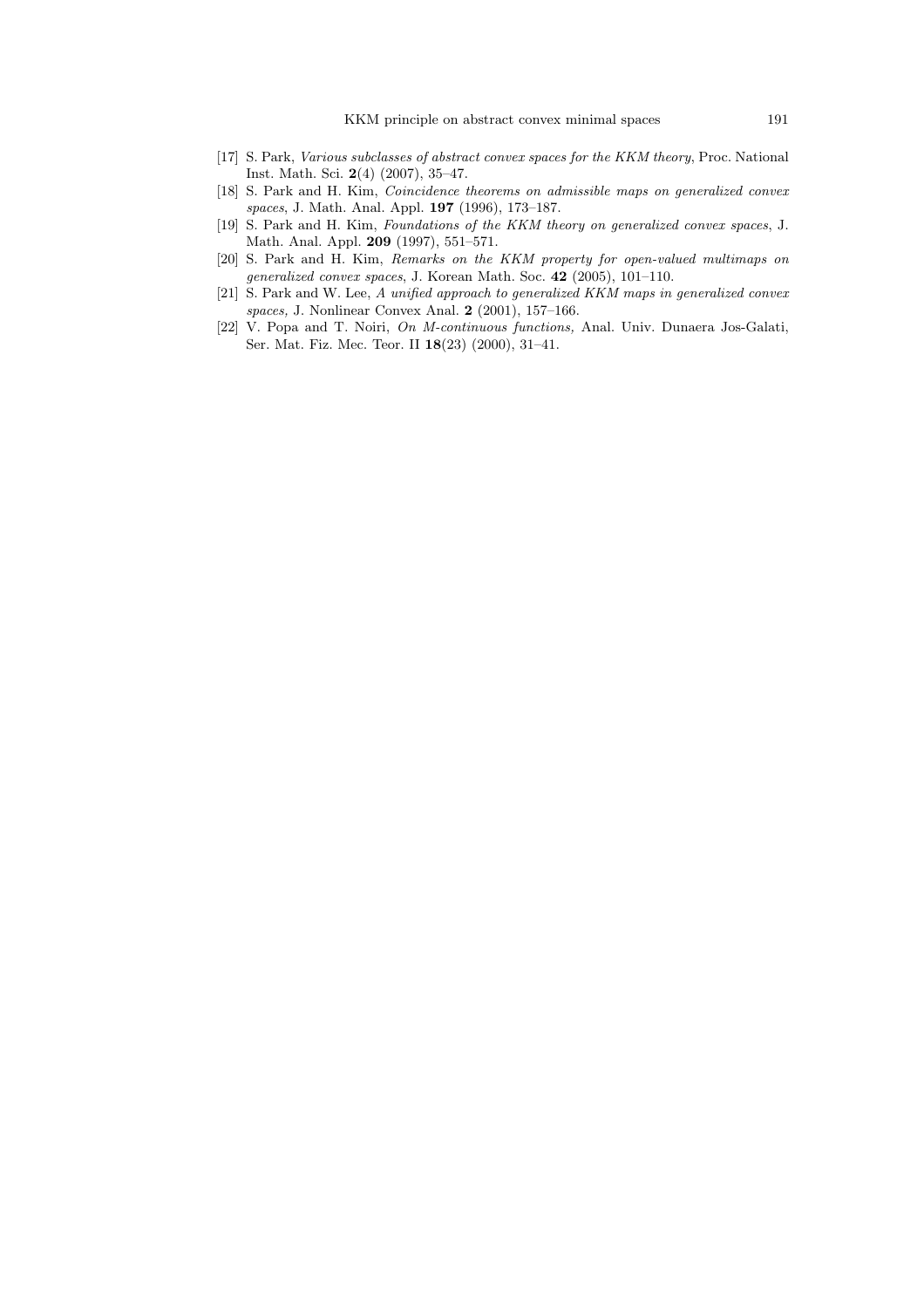[17] S. Park, *Various subclasses of abstract convex spaces for the KKM theory*, Proc. National Inst. Math. Sci. **2**(4) (2007), 35–47.

[18] S. Park and H. Kim, *Coincidence theorems on admissible maps on generalized convex spaces*, J. Math. Anal. Appl. **197** (1996), 173–187.

[19] S. Park and H. Kim, *Foundations of the KKM theory on generalized convex spaces*, J. Math. Anal. Appl. **209** (1997), 551–571.

[20] S. Park and H. Kim, *Remarks on the KKM property for open-valued multimaps on generalized convex spaces*, J. Korean Math. Soc. **42** (2005), 101–110.

[21] S. Park and W. Lee, *A unified approach to generalized KKM maps in generalized convex spaces,* J. Nonlinear Convex Anal. **2** (2001), 157–166.

[22] V. Popa and T. Noiri, *On M-continuous functions,* Anal. Univ. Dunaera Jos-Galati, Ser. Mat. Fiz. Mec. Teor. II **18**(23) (2000), 31–41.